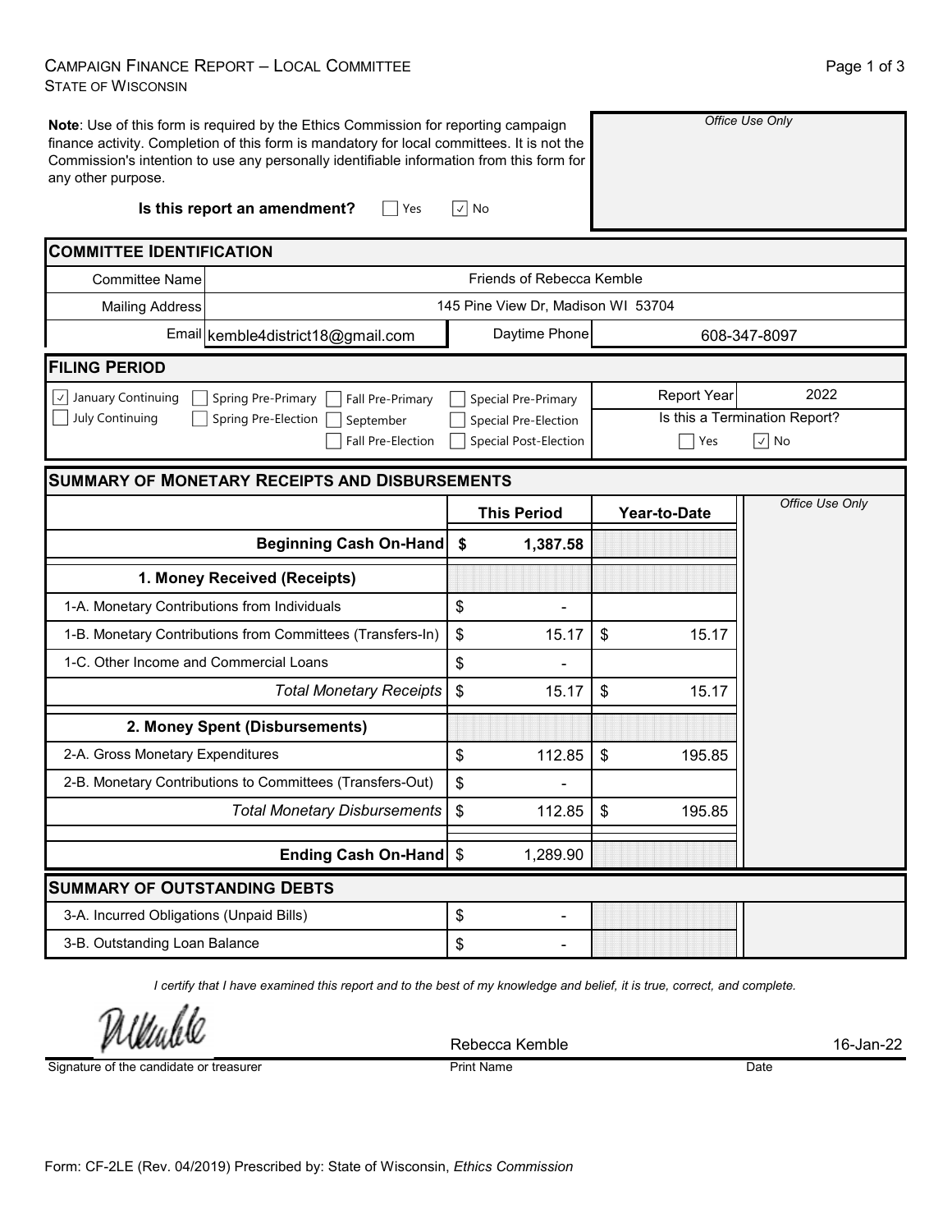# CAMPAIGN FINANCE REPORT – LOCAL COMMITTEE

STATE OF WISCONSIN

**Note**: Use of this form is required by the Ethics Commission for reporting campaign finance activity. Completion of this form is mandatory for local committees. It is not the Commission's intention to use any personally identifiable information from this form for any other purpose.

*Office Use Only*

**Is this report an amendment?** ☐ Yes ☑ No

## COMMITTEE IDENTIFICATION

| | |
|---|---|
| Committee Name | Friends of Rebecca Kemble |
| Mailing Address | 145 Pine View Dr, Madison WI 53704 |
| Email | kemble4district18@gmail.com |
| Daytime Phone | 608-347-8097 |

## FILING PERIOD

☑ January Continuing ☐ July Continuing ☐ Spring Pre-Primary ☐ Spring Pre-Election ☐ Fall Pre-Primary ☐ September ☐ Fall Pre-Election ☐ Special Pre-Primary ☐ Special Pre-Election ☐ Special Post-Election

Report Year: 2022

Is this a Termination Report? ☐ Yes ☑ No

## SUMMARY OF MONETARY RECEIPTS AND DISBURSEMENTS

| | This Period | Year-to-Date |
|---|---|---|
| **Beginning Cash On-Hand** | **$ 1,387.58** | |
| **1. Money Received (Receipts)** | | |
| 1-A. Monetary Contributions from Individuals | $ - | |
| 1-B. Monetary Contributions from Committees (Transfers-In) | $ 15.17 | $ 15.17 |
| 1-C. Other Income and Commercial Loans | $ - | |
| *Total Monetary Receipts* | $ 15.17 | $ 15.17 |
| **2. Money Spent (Disbursements)** | | |
| 2-A. Gross Monetary Expenditures | $ 112.85 | $ 195.85 |
| 2-B. Monetary Contributions to Committees (Transfers-Out) | $ - | |
| *Total Monetary Disbursements* | $ 112.85 | $ 195.85 |
| **Ending Cash On-Hand** | $ 1,289.90 | |

*Office Use Only*

## SUMMARY OF OUTSTANDING DEBTS

| | |
|---|---|
| 3-A. Incurred Obligations (Unpaid Bills) | $ - |
| 3-B. Outstanding Loan Balance | $ - |

*I certify that I have examined this report and to the best of my knowledge and belief, it is true, correct, and complete.*

| Signature of the candidate or treasurer | Print Name | Date |
|---|---|---|
| [signature] | Rebecca Kemble | 16-Jan-22 |

Form: CF-2LE (Rev. 04/2019) Prescribed by: State of Wisconsin, *Ethics Commission*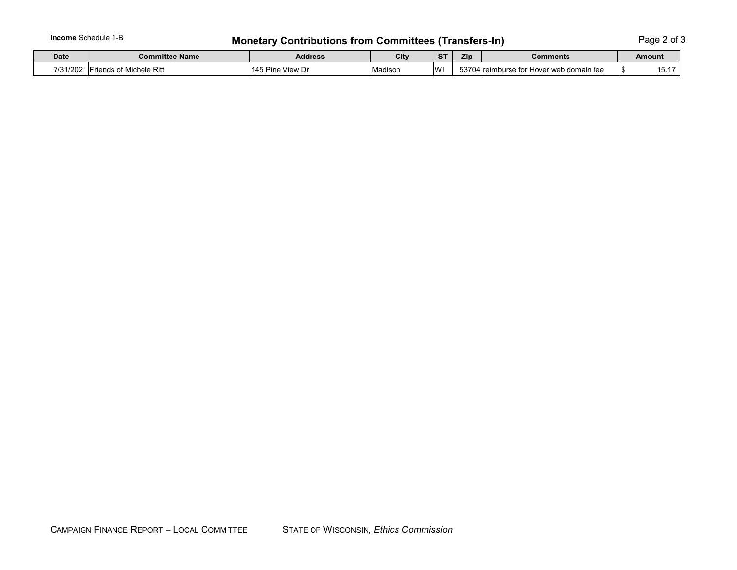**Income** Schedule 1-B

# Monetary Contributions from Committees (Transfers-In)

| Date | Committee Name | Address | City | ST | Zip | Comments | Amount |
|---|---|---|---|---|---|---|---|
| 7/31/2021 | Friends of Michele Ritt | 145 Pine View Dr | Madison | WI | 53704 | reimburse for Hover web domain fee | $ 15.17 |

CAMPAIGN FINANCE REPORT – LOCAL COMMITTEE    STATE OF WISCONSIN, *Ethics Commission*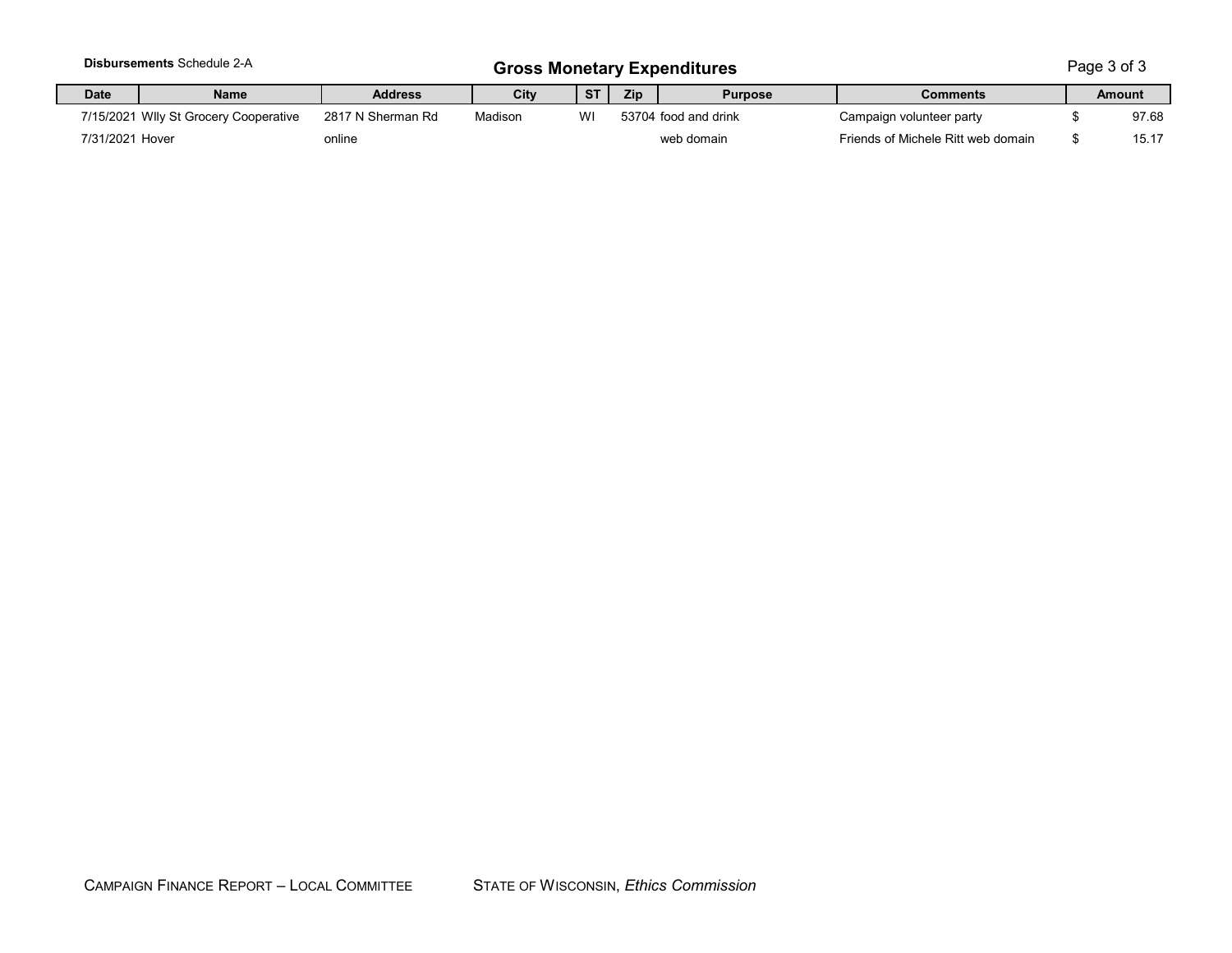**Disbursements** Schedule 2-A

## Gross Monetary Expenditures

| Date | Name | Address | City | ST | Zip | Purpose | Comments | Amount |
|---|---|---|---|---|---|---|---|---|
| 7/15/2021 | Wlly St Grocery Cooperative | 2817 N Sherman Rd | Madison | WI | 53704 | food and drink | Campaign volunteer party | $ 97.68 |
| 7/31/2021 | Hover | online | | | | web domain | Friends of Michele Ritt web domain | $ 15.17 |

CAMPAIGN FINANCE REPORT – LOCAL COMMITTEE    STATE OF WISCONSIN, *Ethics Commission*